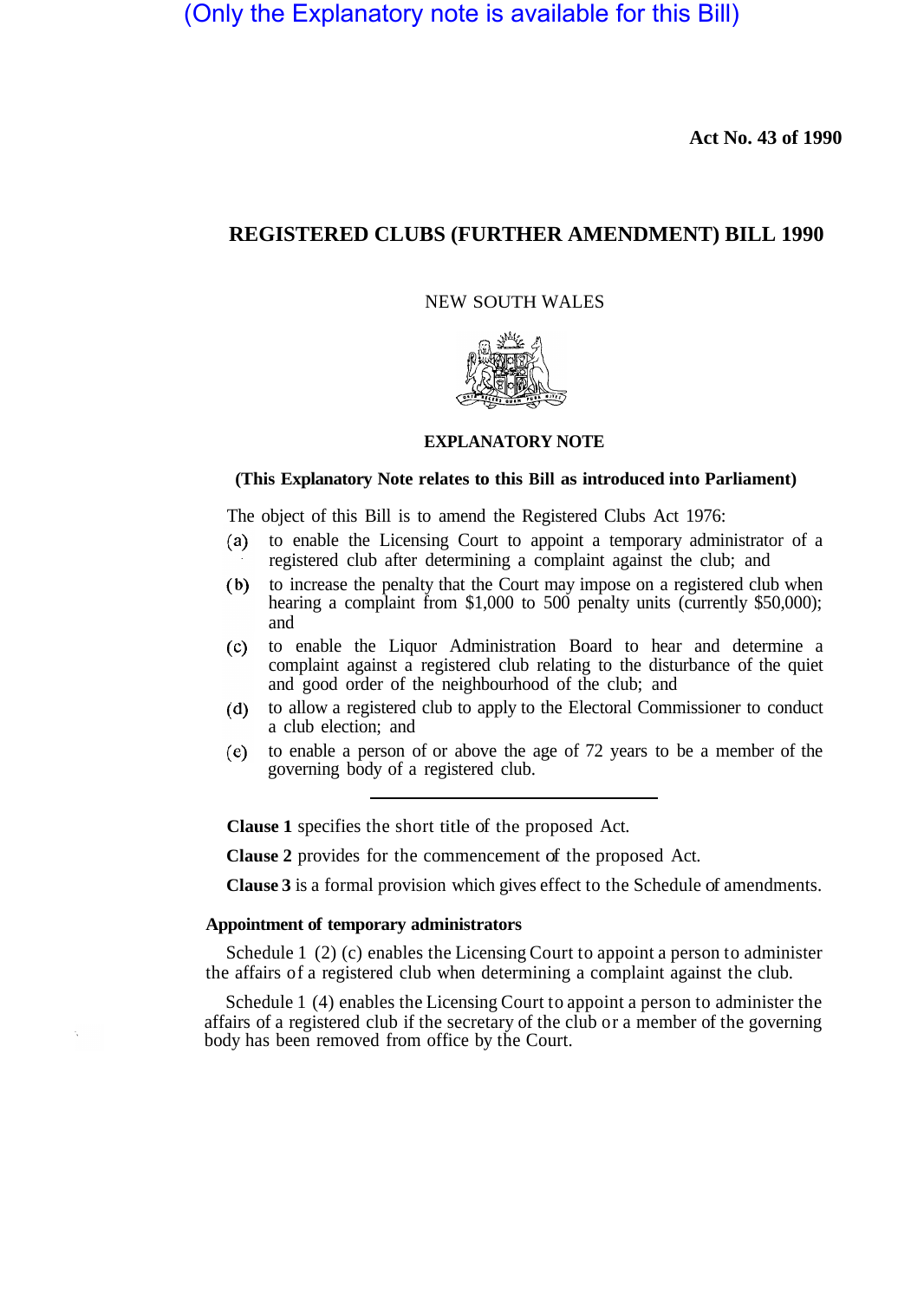(Only the Explanatory note is available for this Bill)

**Act No. 43 of 1990**

# REGISTERED CLUBS (FURTHER AMENDMENT) BILL 1990

NEW SOUTH WALES

**EXPLANATORY NOTE**

**(This Explanatory Note relates to this Bill as introduced into Parliament)**

The object of this Bill is to amend the Registered Clubs Act 1976:

(a) to enable the Licensing Court to appoint a temporary administrator of a registered club after determining a complaint against the club; and

(b) to increase the penalty that the Court may impose on a registered club when hearing a complaint from $1,000 to 500 penalty units (currently $50,000); and

(c) to enable the Liquor Administration Board to hear and determine a complaint against a registered club relating to the disturbance of the quiet and good order of the neighbourhood of the club; and

(d) to allow a registered club to apply to the Electoral Commissioner to conduct a club election; and

(e) to enable a person of or above the age of 72 years to be a member of the governing body of a registered club.

---

**Clause 1** specifies the short title of the proposed Act.

**Clause 2** provides for the commencement of the proposed Act.

**Clause 3** is a formal provision which gives effect to the Schedule of amendments.

### Appointment of temporary administrators

Schedule 1 (2) (c) enables the Licensing Court to appoint a person to administer the affairs of a registered club when determining a complaint against the club.

Schedule 1 (4) enables the Licensing Court to appoint a person to administer the affairs of a registered club if the secretary of the club or a member of the governing body has been removed from office by the Court.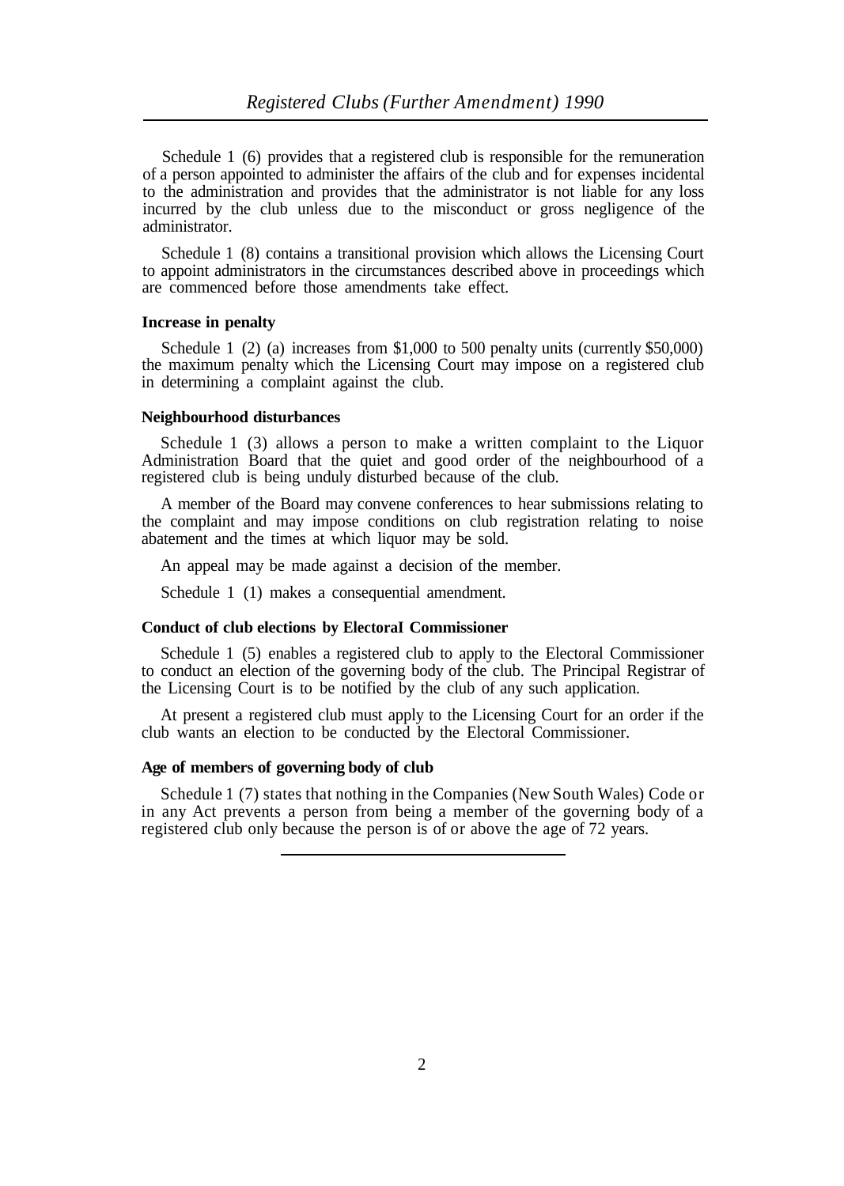Schedule 1 (6) provides that a registered club is responsible for the remuneration of a person appointed to administer the affairs of the club and for expenses incidental to the administration and provides that the administrator is not liable for any loss incurred by the club unless due to the misconduct or gross negligence of the administrator.

Schedule 1 (8) contains a transitional provision which allows the Licensing Court to appoint administrators in the circumstances described above in proceedings which are commenced before those amendments take effect.

**Increase in penalty**

Schedule 1 (2) (a) increases from $1,000 to 500 penalty units (currently $50,000) the maximum penalty which the Licensing Court may impose on a registered club in determining a complaint against the club.

**Neighbourhood disturbances**

Schedule 1 (3) allows a person to make a written complaint to the Liquor Administration Board that the quiet and good order of the neighbourhood of a registered club is being unduly disturbed because of the club.

A member of the Board may convene conferences to hear submissions relating to the complaint and may impose conditions on club registration relating to noise abatement and the times at which liquor may be sold.

An appeal may be made against a decision of the member.

Schedule 1 (1) makes a consequential amendment.

**Conduct of club elections by ElectoraI Commissioner**

Schedule 1 (5) enables a registered club to apply to the Electoral Commissioner to conduct an election of the governing body of the club. The Principal Registrar of the Licensing Court is to be notified by the club of any such application.

At present a registered club must apply to the Licensing Court for an order if the club wants an election to be conducted by the Electoral Commissioner.

**Age of members of governing body of club**

Schedule 1 (7) states that nothing in the Companies (New South Wales) Code or in any Act prevents a person from being a member of the governing body of a registered club only because the person is of or above the age of 72 years.